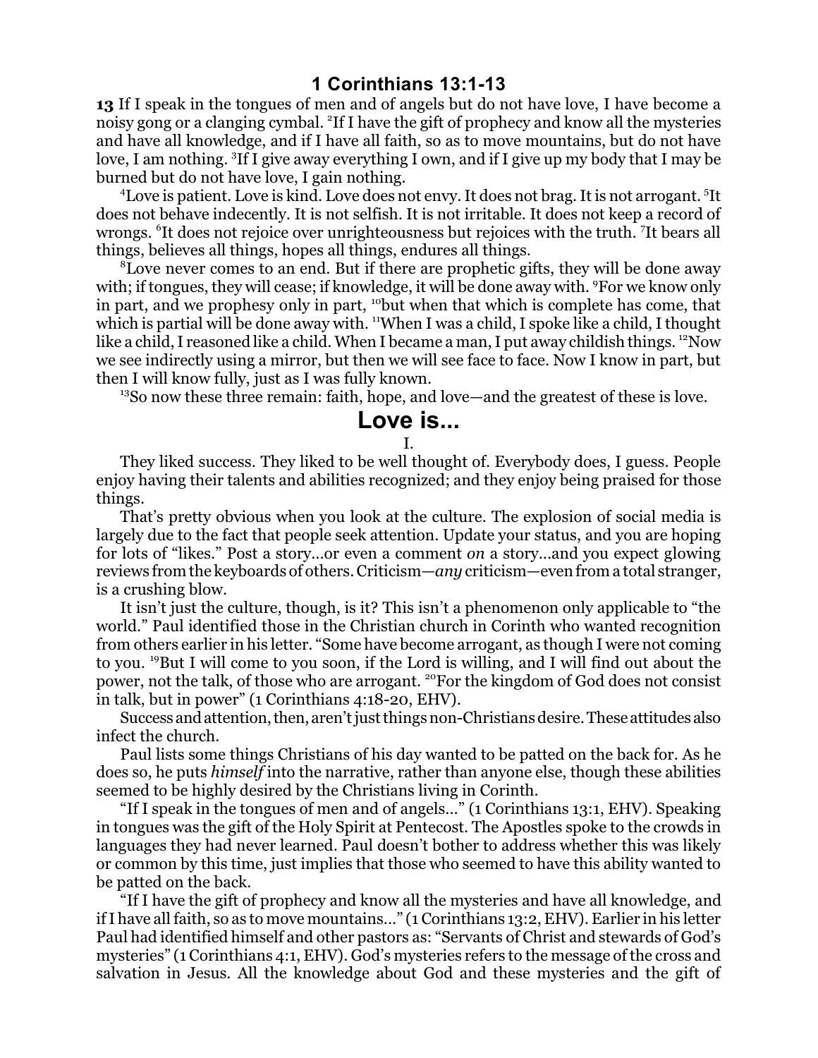## 1 Corinthians 13:1-13

**13** If I speak in the tongues of men and of angels but do not have love, I have become a noisy gong or a clanging cymbal. [2]If I have the gift of prophecy and know all the mysteries and have all knowledge, and if I have all faith, so as to move mountains, but do not have love, I am nothing. [3]If I give away everything I own, and if I give up my body that I may be burned but do not have love, I gain nothing.

[4]Love is patient. Love is kind. Love does not envy. It does not brag. It is not arrogant. [5]It does not behave indecently. It is not selfish. It is not irritable. It does not keep a record of wrongs. [6]It does not rejoice over unrighteousness but rejoices with the truth. [7]It bears all things, believes all things, hopes all things, endures all things.

[8]Love never comes to an end. But if there are prophetic gifts, they will be done away with; if tongues, they will cease; if knowledge, it will be done away with. [9]For we know only in part, and we prophesy only in part, [10]but when that which is complete has come, that which is partial will be done away with. [11]When I was a child, I spoke like a child, I thought like a child, I reasoned like a child. When I became a man, I put away childish things. [12]Now we see indirectly using a mirror, but then we will see face to face. Now I know in part, but then I will know fully, just as I was fully known.

[13]So now these three remain: faith, hope, and love—and the greatest of these is love.

# Love is...

I.

They liked success. They liked to be well thought of. Everybody does, I guess. People enjoy having their talents and abilities recognized; and they enjoy being praised for those things.

That's pretty obvious when you look at the culture. The explosion of social media is largely due to the fact that people seek attention. Update your status, and you are hoping for lots of "likes." Post a story...or even a comment *on* a story...and you expect glowing reviews from the keyboards of others. Criticism—*any* criticism—even from a total stranger, is a crushing blow.

It isn't just the culture, though, is it? This isn't a phenomenon only applicable to "the world." Paul identified those in the Christian church in Corinth who wanted recognition from others earlier in his letter. "Some have become arrogant, as though I were not coming to you. [19]But I will come to you soon, if the Lord is willing, and I will find out about the power, not the talk, of those who are arrogant. [20]For the kingdom of God does not consist in talk, but in power" (1 Corinthians 4:18-20, EHV).

Success and attention, then, aren't just things non-Christians desire. These attitudes also infect the church.

Paul lists some things Christians of his day wanted to be patted on the back for. As he does so, he puts *himself* into the narrative, rather than anyone else, though these abilities seemed to be highly desired by the Christians living in Corinth.

"If I speak in the tongues of men and of angels..." (1 Corinthians 13:1, EHV). Speaking in tongues was the gift of the Holy Spirit at Pentecost. The Apostles spoke to the crowds in languages they had never learned. Paul doesn't bother to address whether this was likely or common by this time, just implies that those who seemed to have this ability wanted to be patted on the back.

"If I have the gift of prophecy and know all the mysteries and have all knowledge, and if I have all faith, so as to move mountains..." (1 Corinthians 13:2, EHV). Earlier in his letter Paul had identified himself and other pastors as: "Servants of Christ and stewards of God's mysteries" (1 Corinthians 4:1, EHV). God's mysteries refers to the message of the cross and salvation in Jesus. All the knowledge about God and these mysteries and the gift of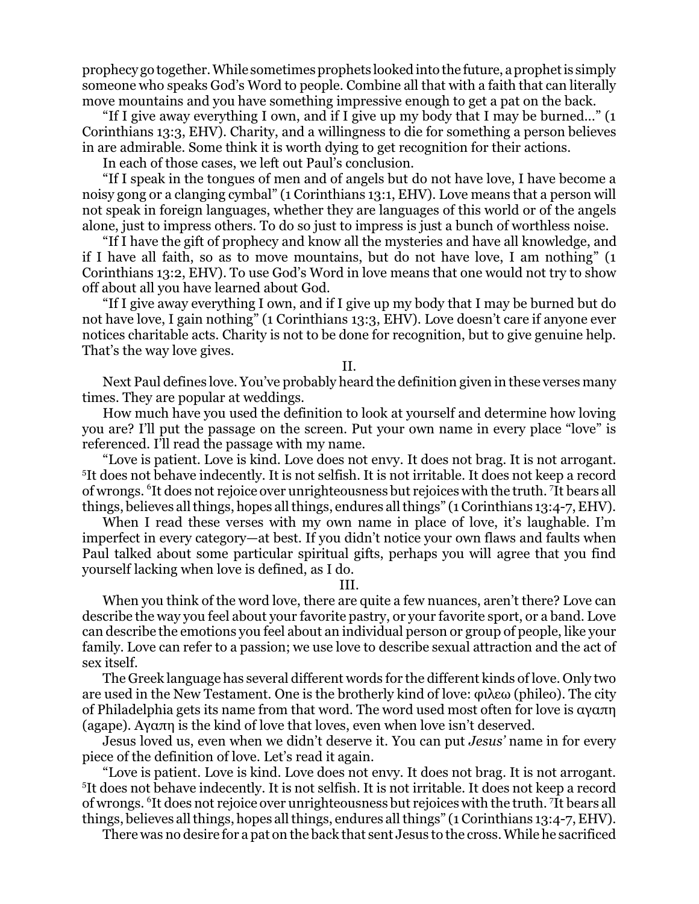prophecy go together. While sometimes prophets looked into the future, a prophet is simply someone who speaks God's Word to people. Combine all that with a faith that can literally move mountains and you have something impressive enough to get a pat on the back.

"If I give away everything I own, and if I give up my body that I may be burned…" (1 Corinthians 13:3, EHV). Charity, and a willingness to die for something a person believes in are admirable. Some think it is worth dying to get recognition for their actions.

In each of those cases, we left out Paul's conclusion.

"If I speak in the tongues of men and of angels but do not have love, I have become a noisy gong or a clanging cymbal" (1 Corinthians 13:1, EHV). Love means that a person will not speak in foreign languages, whether they are languages of this world or of the angels alone, just to impress others. To do so just to impress is just a bunch of worthless noise.

"If I have the gift of prophecy and know all the mysteries and have all knowledge, and if I have all faith, so as to move mountains, but do not have love, I am nothing" (1 Corinthians 13:2, EHV). To use God's Word in love means that one would not try to show off about all you have learned about God.

"If I give away everything I own, and if I give up my body that I may be burned but do not have love, I gain nothing" (1 Corinthians 13:3, EHV). Love doesn't care if anyone ever notices charitable acts. Charity is not to be done for recognition, but to give genuine help. That's the way love gives.

II.

Next Paul defines love. You've probably heard the definition given in these verses many times. They are popular at weddings.

How much have you used the definition to look at yourself and determine how loving you are? I'll put the passage on the screen. Put your own name in every place "love" is referenced. I'll read the passage with my name.

"Love is patient. Love is kind. Love does not envy. It does not brag. It is not arrogant. [5]It does not behave indecently. It is not selfish. It is not irritable. It does not keep a record of wrongs. [6]It does not rejoice over unrighteousness but rejoices with the truth. [7]It bears all things, believes all things, hopes all things, endures all things" (1 Corinthians 13:4-7, EHV).

When I read these verses with my own name in place of love, it's laughable. I'm imperfect in every category—at best. If you didn't notice your own flaws and faults when Paul talked about some particular spiritual gifts, perhaps you will agree that you find yourself lacking when love is defined, as I do.

III.

When you think of the word love, there are quite a few nuances, aren't there? Love can describe the way you feel about your favorite pastry, or your favorite sport, or a band. Love can describe the emotions you feel about an individual person or group of people, like your family. Love can refer to a passion; we use love to describe sexual attraction and the act of sex itself.

The Greek language has several different words for the different kinds of love. Only two are used in the New Testament. One is the brotherly kind of love: φιλεω (phileo). The city of Philadelphia gets its name from that word. The word used most often for love is αγαπη (agape). Αγαπη is the kind of love that loves, even when love isn't deserved.

Jesus loved us, even when we didn't deserve it. You can put *Jesus'* name in for every piece of the definition of love. Let's read it again.

"Love is patient. Love is kind. Love does not envy. It does not brag. It is not arrogant. [5]It does not behave indecently. It is not selfish. It is not irritable. It does not keep a record of wrongs. [6]It does not rejoice over unrighteousness but rejoices with the truth. [7]It bears all things, believes all things, hopes all things, endures all things" (1 Corinthians 13:4-7, EHV).

There was no desire for a pat on the back that sent Jesus to the cross. While he sacrificed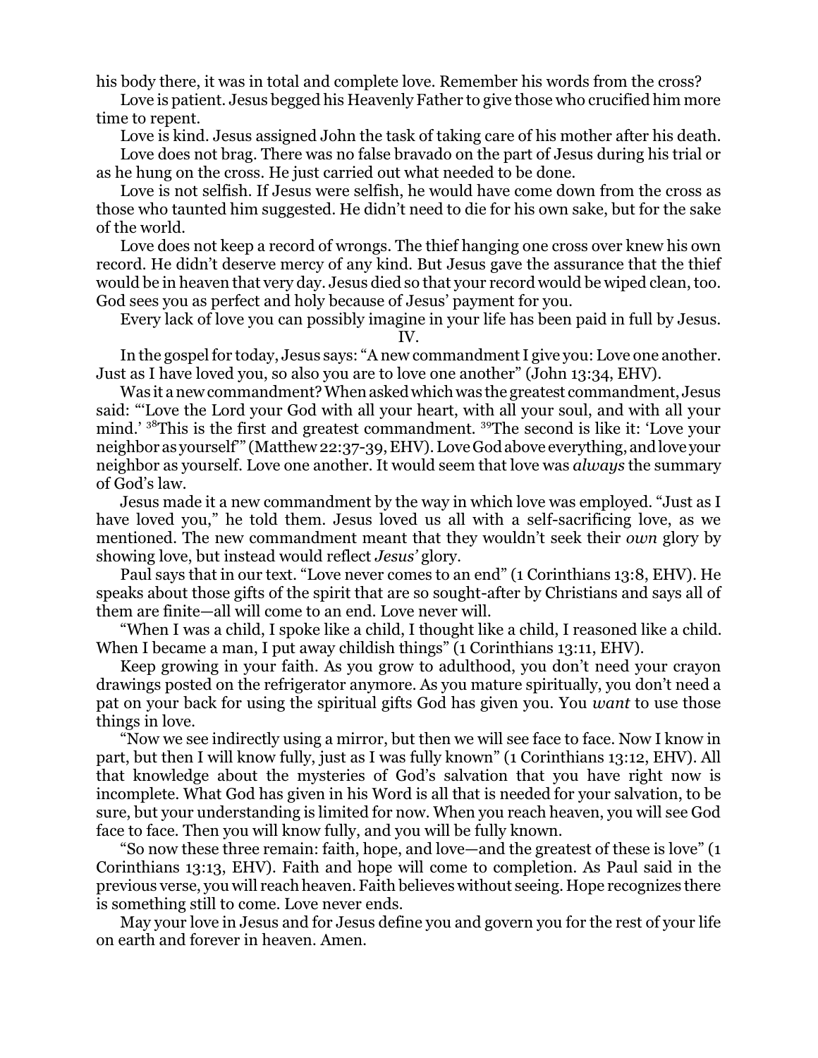his body there, it was in total and complete love. Remember his words from the cross?

Love is patient. Jesus begged his Heavenly Father to give those who crucified him more time to repent.

Love is kind. Jesus assigned John the task of taking care of his mother after his death.

Love does not brag. There was no false bravado on the part of Jesus during his trial or as he hung on the cross. He just carried out what needed to be done.

Love is not selfish. If Jesus were selfish, he would have come down from the cross as those who taunted him suggested. He didn't need to die for his own sake, but for the sake of the world.

Love does not keep a record of wrongs. The thief hanging one cross over knew his own record. He didn't deserve mercy of any kind. But Jesus gave the assurance that the thief would be in heaven that very day. Jesus died so that your record would be wiped clean, too. God sees you as perfect and holy because of Jesus' payment for you.

Every lack of love you can possibly imagine in your life has been paid in full by Jesus.

IV.

In the gospel for today, Jesus says: "A new commandment I give you: Love one another. Just as I have loved you, so also you are to love one another" (John 13:34, EHV).

Was it a new commandment? When asked which was the greatest commandment, Jesus said: "'Love the Lord your God with all your heart, with all your soul, and with all your mind.' [38]This is the first and greatest commandment. [39]The second is like it: 'Love your neighbor as yourself'" (Matthew 22:37-39, EHV). Love God above everything, and love your neighbor as yourself. Love one another. It would seem that love was *always* the summary of God's law.

Jesus made it a new commandment by the way in which love was employed. "Just as I have loved you," he told them. Jesus loved us all with a self-sacrificing love, as we mentioned. The new commandment meant that they wouldn't seek their *own* glory by showing love, but instead would reflect *Jesus'* glory.

Paul says that in our text. "Love never comes to an end" (1 Corinthians 13:8, EHV). He speaks about those gifts of the spirit that are so sought-after by Christians and says all of them are finite—all will come to an end. Love never will.

"When I was a child, I spoke like a child, I thought like a child, I reasoned like a child. When I became a man, I put away childish things" (1 Corinthians 13:11, EHV).

Keep growing in your faith. As you grow to adulthood, you don't need your crayon drawings posted on the refrigerator anymore. As you mature spiritually, you don't need a pat on your back for using the spiritual gifts God has given you. You *want* to use those things in love.

"Now we see indirectly using a mirror, but then we will see face to face. Now I know in part, but then I will know fully, just as I was fully known" (1 Corinthians 13:12, EHV). All that knowledge about the mysteries of God's salvation that you have right now is incomplete. What God has given in his Word is all that is needed for your salvation, to be sure, but your understanding is limited for now. When you reach heaven, you will see God face to face. Then you will know fully, and you will be fully known.

"So now these three remain: faith, hope, and love—and the greatest of these is love" (1 Corinthians 13:13, EHV). Faith and hope will come to completion. As Paul said in the previous verse, you will reach heaven. Faith believes without seeing. Hope recognizes there is something still to come. Love never ends.

May your love in Jesus and for Jesus define you and govern you for the rest of your life on earth and forever in heaven. Amen.